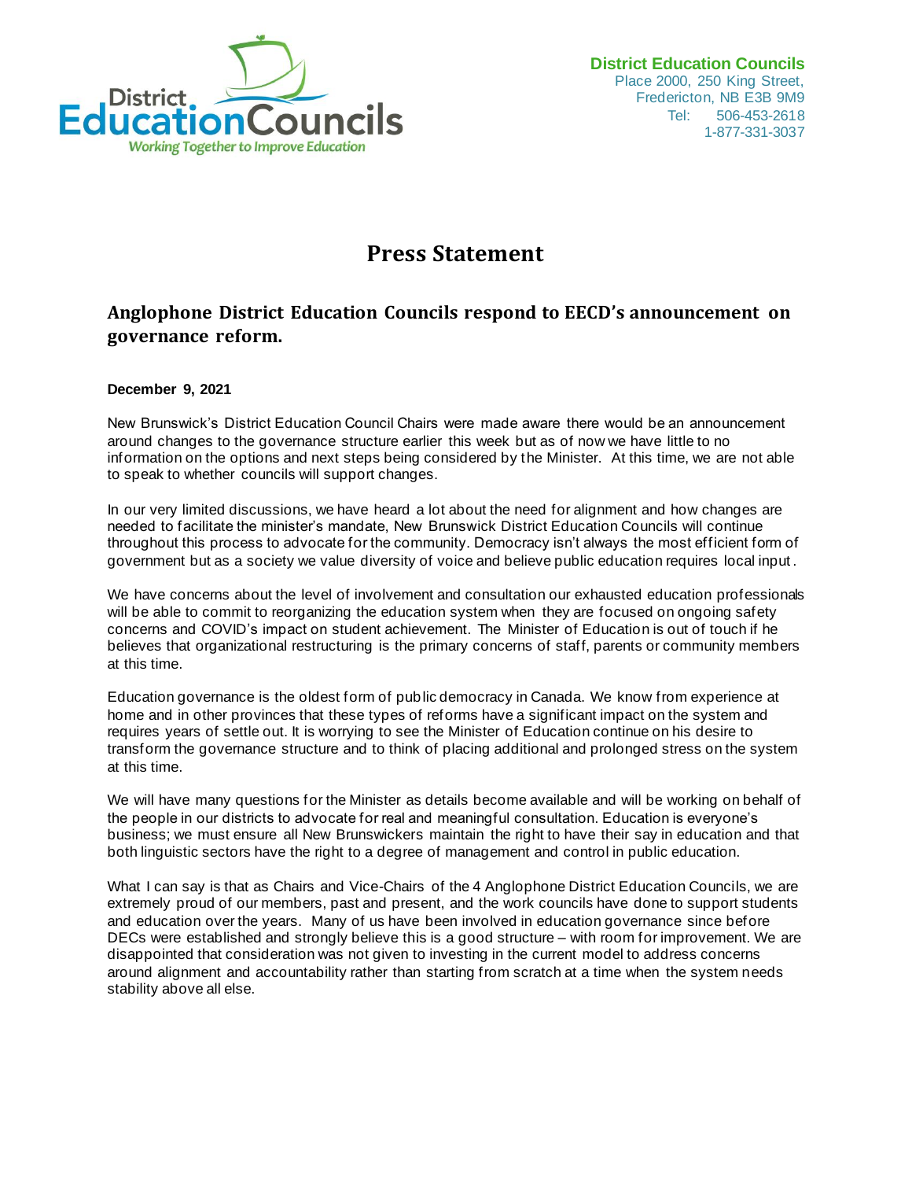**District Education Councils**
Place 2000, 250 King Street,
Fredericton, NB E3B 9M9
Tel: 506-453-2618
1-877-331-3037

# Press Statement

## Anglophone District Education Councils respond to EECD's announcement on governance reform.

**December 9, 2021**

New Brunswick's District Education Council Chairs were made aware there would be an announcement around changes to the governance structure earlier this week but as of now we have little to no information on the options and next steps being considered by the Minister. At this time, we are not able to speak to whether councils will support changes.

In our very limited discussions, we have heard a lot about the need for alignment and how changes are needed to facilitate the minister's mandate, New Brunswick District Education Councils will continue throughout this process to advocate for the community. Democracy isn't always the most efficient form of government but as a society we value diversity of voice and believe public education requires local input.

We have concerns about the level of involvement and consultation our exhausted education professionals will be able to commit to reorganizing the education system when they are focused on ongoing safety concerns and COVID's impact on student achievement. The Minister of Education is out of touch if he believes that organizational restructuring is the primary concerns of staff, parents or community members at this time.

Education governance is the oldest form of public democracy in Canada. We know from experience at home and in other provinces that these types of reforms have a significant impact on the system and requires years of settle out. It is worrying to see the Minister of Education continue on his desire to transform the governance structure and to think of placing additional and prolonged stress on the system at this time.

We will have many questions for the Minister as details become available and will be working on behalf of the people in our districts to advocate for real and meaningful consultation. Education is everyone's business; we must ensure all New Brunswickers maintain the right to have their say in education and that both linguistic sectors have the right to a degree of management and control in public education.

What I can say is that as Chairs and Vice-Chairs of the 4 Anglophone District Education Councils, we are extremely proud of our members, past and present, and the work councils have done to support students and education over the years. Many of us have been involved in education governance since before DECs were established and strongly believe this is a good structure – with room for improvement. We are disappointed that consideration was not given to investing in the current model to address concerns around alignment and accountability rather than starting from scratch at a time when the system needs stability above all else.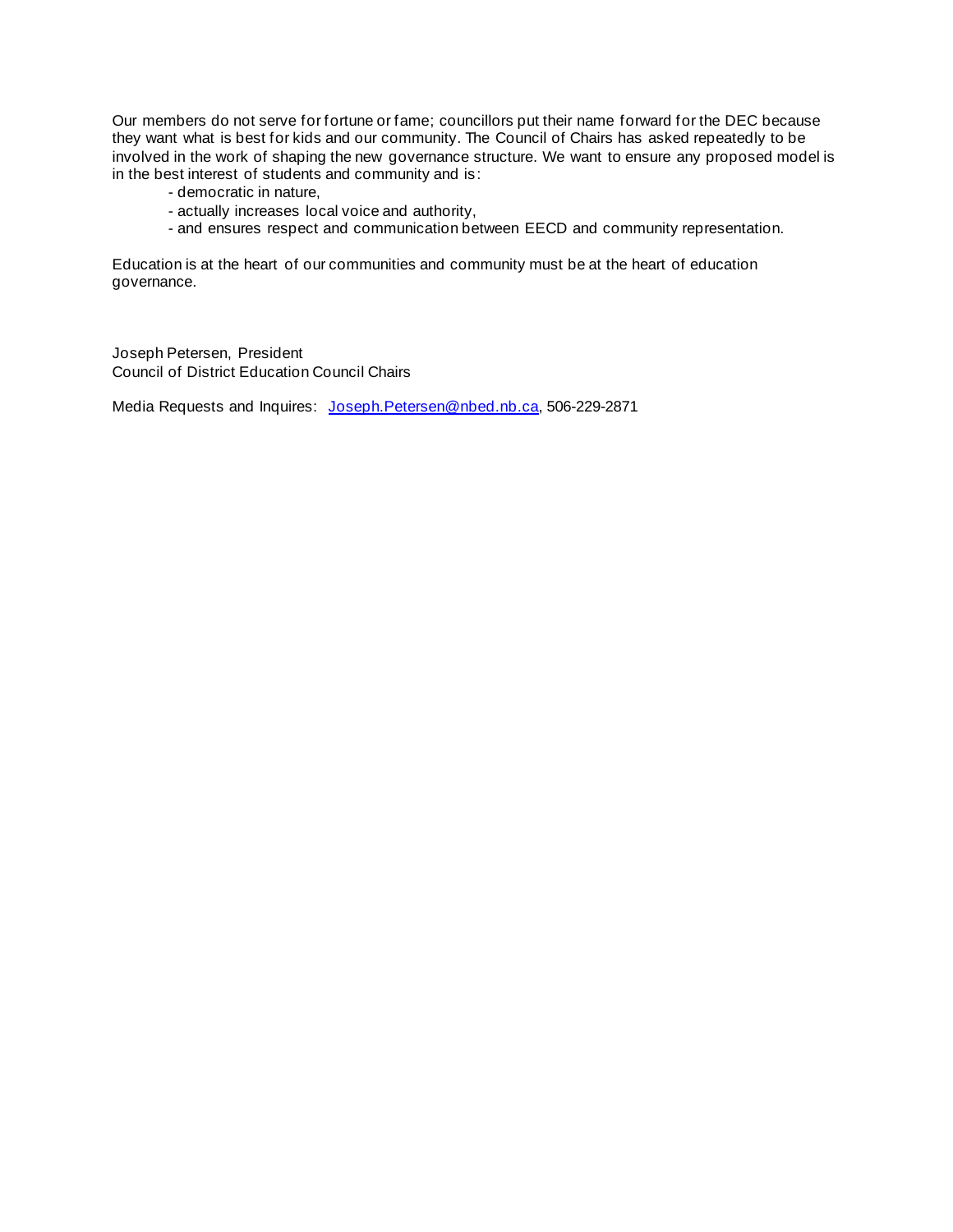Our members do not serve for fortune or fame; councillors put their name forward for the DEC because they want what is best for kids and our community. The Council of Chairs has asked repeatedly to be involved in the work of shaping the new governance structure. We want to ensure any proposed model is in the best interest of students and community and is:

- democratic in nature,
- actually increases local voice and authority,
- and ensures respect and communication between EECD and community representation.

Education is at the heart of our communities and community must be at the heart of education governance.

Joseph Petersen, President
Council of District Education Council Chairs

Media Requests and Inquires: Joseph.Petersen@nbed.nb.ca, 506-229-2871